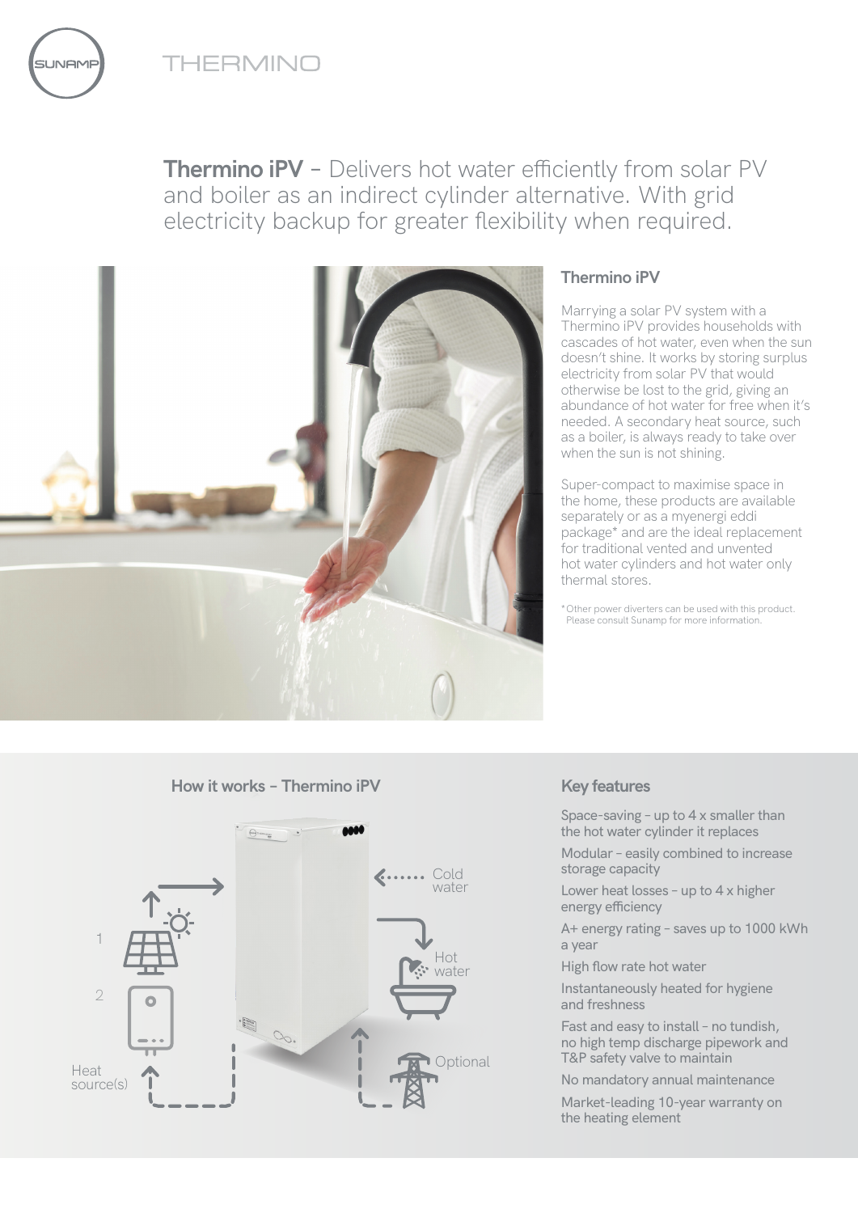# THERMINO

**Thermino iPV** – Delivers hot water efficiently from solar PV and boiler as an indirect cylinder alternative. With grid electricity backup for greater flexibility when required.

## Thermino iPV

Marrying a solar PV system with a Thermino iPV provides households with cascades of hot water, even when the sun doesn't shine. It works by storing surplus electricity from solar PV that would otherwise be lost to the grid, giving an abundance of hot water for free when it's needed. A secondary heat source, such as a boiler, is always ready to take over when the sun is not shining.

Super-compact to maximise space in the home, these products are available separately or as a myenergi eddi package* and are the ideal replacement for traditional vented and unvented hot water cylinders and hot water only thermal stores.

*Other power diverters can be used with this product. Please consult Sunamp for more information.

## How it works – Thermino iPV

1

2

Heat source(s)

Cold water

Hot water

Optional

## Key features

- Space-saving – up to 4 x smaller than the hot water cylinder it replaces
- Modular – easily combined to increase storage capacity
- Lower heat losses – up to 4 x higher energy efficiency
- A+ energy rating – saves up to 1000 kWh a year
- High flow rate hot water
- Instantaneously heated for hygiene and freshness
- Fast and easy to install – no tundish, no high temp discharge pipework and T&P safety valve to maintain
- No mandatory annual maintenance
- Market-leading 10-year warranty on the heating element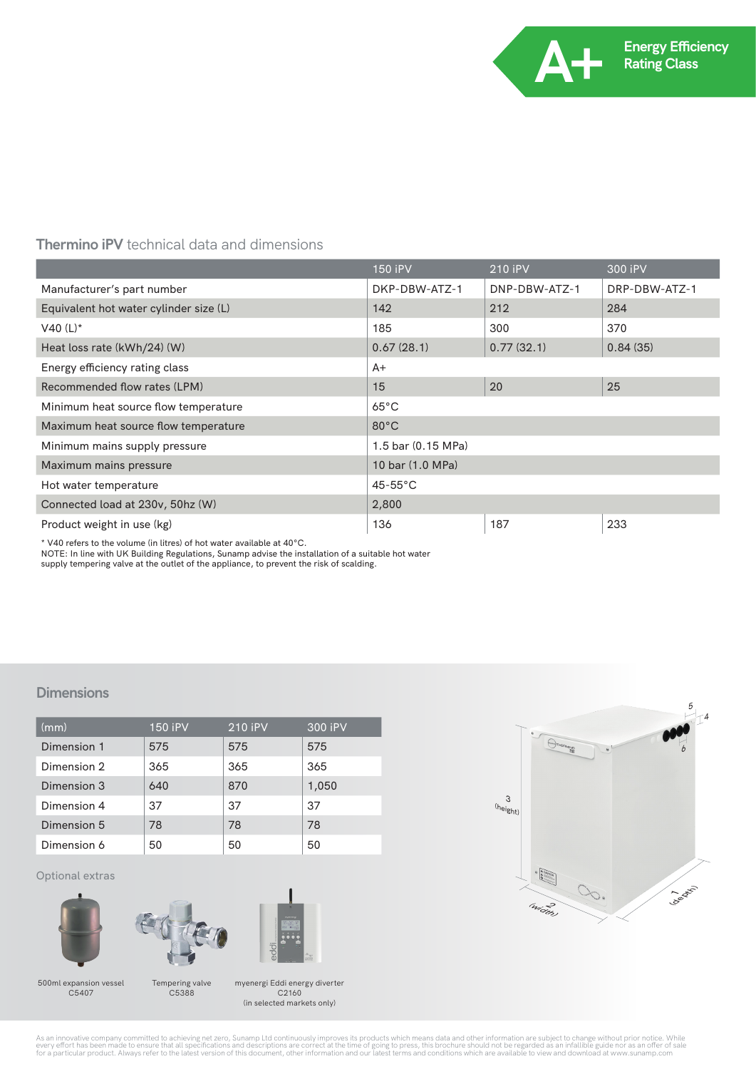A+ Energy Efficiency Rating Class

## Thermino iPV technical data and dimensions

| | 150 iPV | 210 iPV | 300 iPV |
|---|---|---|---|
| Manufacturer's part number | DKP-DBW-ATZ-1 | DNP-DBW-ATZ-1 | DRP-DBW-ATZ-1 |
| Equivalent hot water cylinder size (L) | 142 | 212 | 284 |
| V40 (L)* | 185 | 300 | 370 |
| Heat loss rate (kWh/24) (W) | 0.67 (28.1) | 0.77 (32.1) | 0.84 (35) |
| Energy efficiency rating class | A+ | | |
| Recommended flow rates (LPM) | 15 | 20 | 25 |
| Minimum heat source flow temperature | 65°C | | |
| Maximum heat source flow temperature | 80°C | | |
| Minimum mains supply pressure | 1.5 bar (0.15 MPa) | | |
| Maximum mains pressure | 10 bar (1.0 MPa) | | |
| Hot water temperature | 45-55°C | | |
| Connected load at 230v, 50hz (W) | 2,800 | | |
| Product weight in use (kg) | 136 | 187 | 233 |

* V40 refers to the volume (in litres) of hot water available at 40°C.
NOTE: In line with UK Building Regulations, Sunamp advise the installation of a suitable hot water supply tempering valve at the outlet of the appliance, to prevent the risk of scalding.

## Dimensions

| (mm) | 150 iPV | 210 iPV | 300 iPV |
|---|---|---|---|
| Dimension 1 | 575 | 575 | 575 |
| Dimension 2 | 365 | 365 | 365 |
| Dimension 3 | 640 | 870 | 1,050 |
| Dimension 4 | 37 | 37 | 37 |
| Dimension 5 | 78 | 78 | 78 |
| Dimension 6 | 50 | 50 | 50 |

1 (depth)
2 (width)
3 (height)
4
5
6

### Optional extras

500ml expansion vessel
C5407

Tempering valve
C5388

myenergi Eddi energy diverter
C2160
(in selected markets only)

As an innovative company committed to achieving net zero, Sunamp Ltd continuously improves its products which means data and other information are subject to change without prior notice. While every effort has been made to ensure that all specifications and descriptions are correct at the time of going to press, this brochure should not be regarded as an infallible guide nor as an offer of sale for a particular product. Always refer to the latest version of this document, other information and our latest terms and conditions which are available to view and download at www.sunamp.com